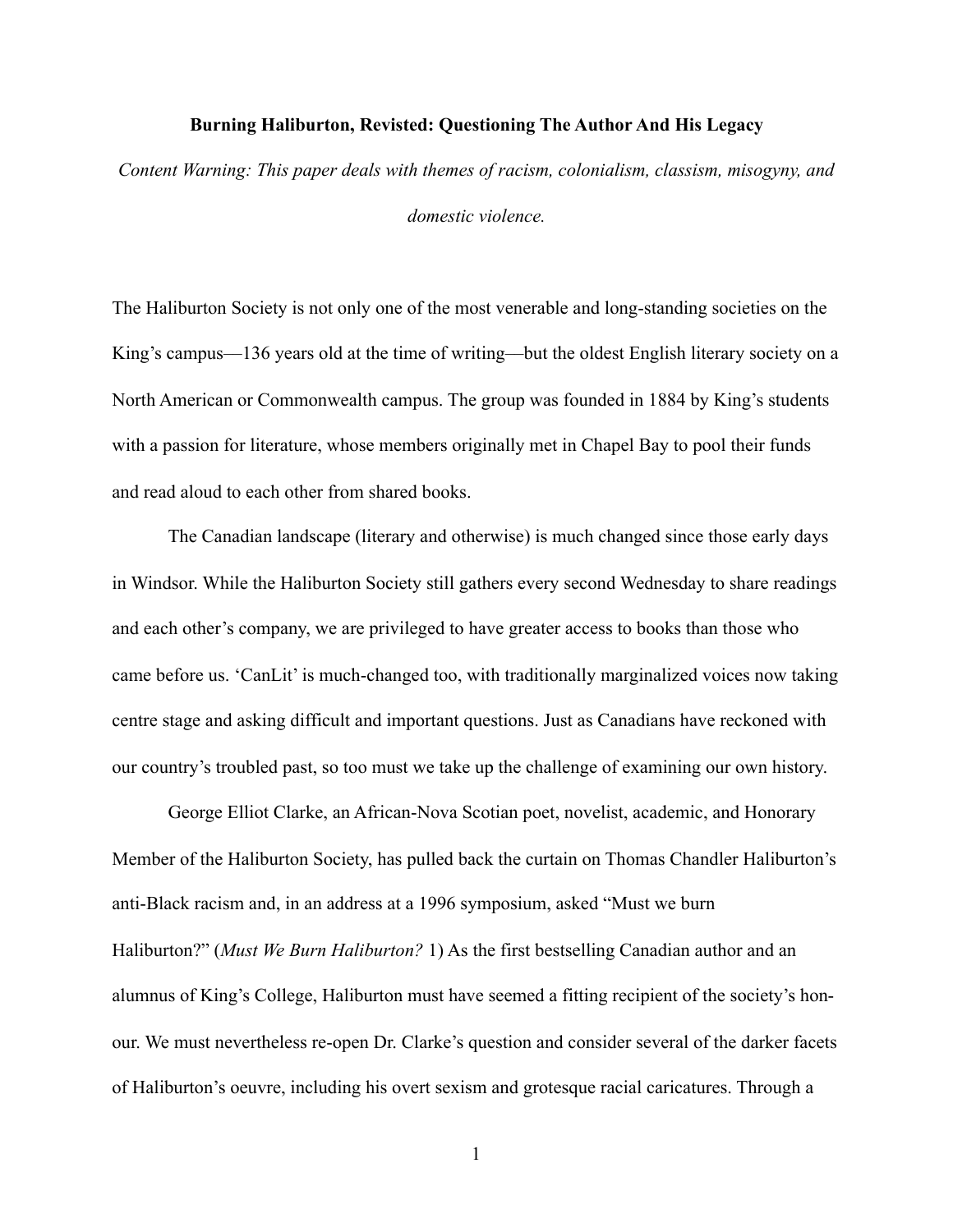**Burning Haliburton, Revisted: Questioning The Author And His Legacy**

*Content Warning: This paper deals with themes of racism, colonialism, classism, misogyny, and domestic violence.*

The Haliburton Society is not only one of the most venerable and long-standing societies on the King's campus—136 years old at the time of writing—but the oldest English literary society on a North American or Commonwealth campus. The group was founded in 1884 by King's students with a passion for literature, whose members originally met in Chapel Bay to pool their funds and read aloud to each other from shared books.

The Canadian landscape (literary and otherwise) is much changed since those early days in Windsor. While the Haliburton Society still gathers every second Wednesday to share readings and each other's company, we are privileged to have greater access to books than those who came before us. 'CanLit' is much-changed too, with traditionally marginalized voices now taking centre stage and asking difficult and important questions. Just as Canadians have reckoned with our country's troubled past, so too must we take up the challenge of examining our own history.

George Elliot Clarke, an African-Nova Scotian poet, novelist, academic, and Honorary Member of the Haliburton Society, has pulled back the curtain on Thomas Chandler Haliburton's anti-Black racism and, in an address at a 1996 symposium, asked "Must we burn Haliburton?" (*Must We Burn Haliburton?* 1) As the first bestselling Canadian author and an alumnus of King's College, Haliburton must have seemed a fitting recipient of the society's honour. We must nevertheless re-open Dr. Clarke's question and consider several of the darker facets of Haliburton's oeuvre, including his overt sexism and grotesque racial caricatures. Through a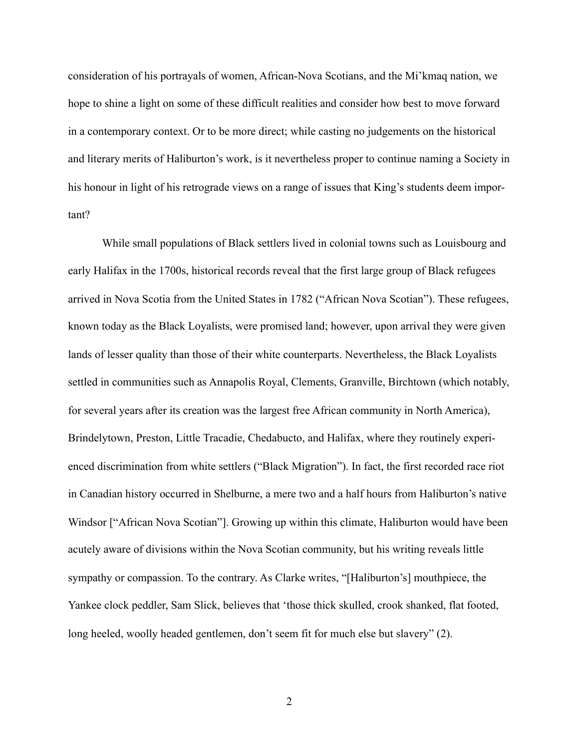consideration of his portrayals of women, African-Nova Scotians, and the Mi'kmaq nation, we hope to shine a light on some of these difficult realities and consider how best to move forward in a contemporary context. Or to be more direct; while casting no judgements on the historical and literary merits of Haliburton's work, is it nevertheless proper to continue naming a Society in his honour in light of his retrograde views on a range of issues that King's students deem important?

While small populations of Black settlers lived in colonial towns such as Louisbourg and early Halifax in the 1700s, historical records reveal that the first large group of Black refugees arrived in Nova Scotia from the United States in 1782 ("African Nova Scotian"). These refugees, known today as the Black Loyalists, were promised land; however, upon arrival they were given lands of lesser quality than those of their white counterparts. Nevertheless, the Black Loyalists settled in communities such as Annapolis Royal, Clements, Granville, Birchtown (which notably, for several years after its creation was the largest free African community in North America), Brindelytown, Preston, Little Tracadie, Chedabucto, and Halifax, where they routinely experienced discrimination from white settlers ("Black Migration"). In fact, the first recorded race riot in Canadian history occurred in Shelburne, a mere two and a half hours from Haliburton's native Windsor ["African Nova Scotian"]. Growing up within this climate, Haliburton would have been acutely aware of divisions within the Nova Scotian community, but his writing reveals little sympathy or compassion. To the contrary. As Clarke writes, "[Haliburton's] mouthpiece, the Yankee clock peddler, Sam Slick, believes that 'those thick skulled, crook shanked, flat footed, long heeled, woolly headed gentlemen, don't seem fit for much else but slavery" (2).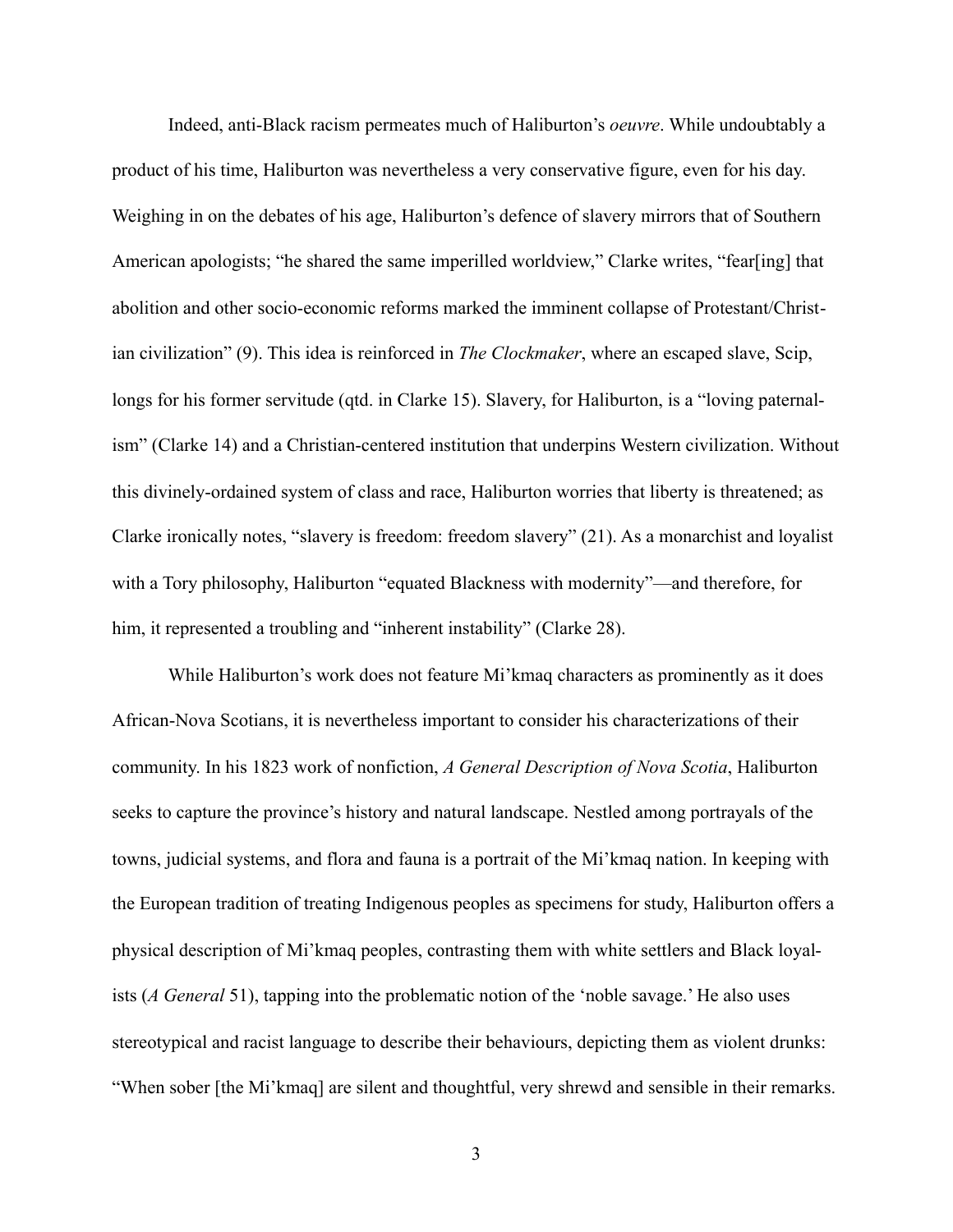Indeed, anti-Black racism permeates much of Haliburton's *oeuvre*. While undoubtably a product of his time, Haliburton was nevertheless a very conservative figure, even for his day. Weighing in on the debates of his age, Haliburton's defence of slavery mirrors that of Southern American apologists; "he shared the same imperilled worldview," Clarke writes, "fear[ing] that abolition and other socio-economic reforms marked the imminent collapse of Protestant/Christian civilization" (9). This idea is reinforced in *The Clockmaker*, where an escaped slave, Scip, longs for his former servitude (qtd. in Clarke 15). Slavery, for Haliburton, is a "loving paternalism" (Clarke 14) and a Christian-centered institution that underpins Western civilization. Without this divinely-ordained system of class and race, Haliburton worries that liberty is threatened; as Clarke ironically notes, "slavery is freedom: freedom slavery" (21). As a monarchist and loyalist with a Tory philosophy, Haliburton "equated Blackness with modernity"—and therefore, for him, it represented a troubling and "inherent instability" (Clarke 28).

While Haliburton's work does not feature Mi'kmaq characters as prominently as it does African-Nova Scotians, it is nevertheless important to consider his characterizations of their community. In his 1823 work of nonfiction, *A General Description of Nova Scotia*, Haliburton seeks to capture the province's history and natural landscape. Nestled among portrayals of the towns, judicial systems, and flora and fauna is a portrait of the Mi'kmaq nation. In keeping with the European tradition of treating Indigenous peoples as specimens for study, Haliburton offers a physical description of Mi'kmaq peoples, contrasting them with white settlers and Black loyalists (*A General* 51), tapping into the problematic notion of the 'noble savage.' He also uses stereotypical and racist language to describe their behaviours, depicting them as violent drunks: "When sober [the Mi'kmaq] are silent and thoughtful, very shrewd and sensible in their remarks.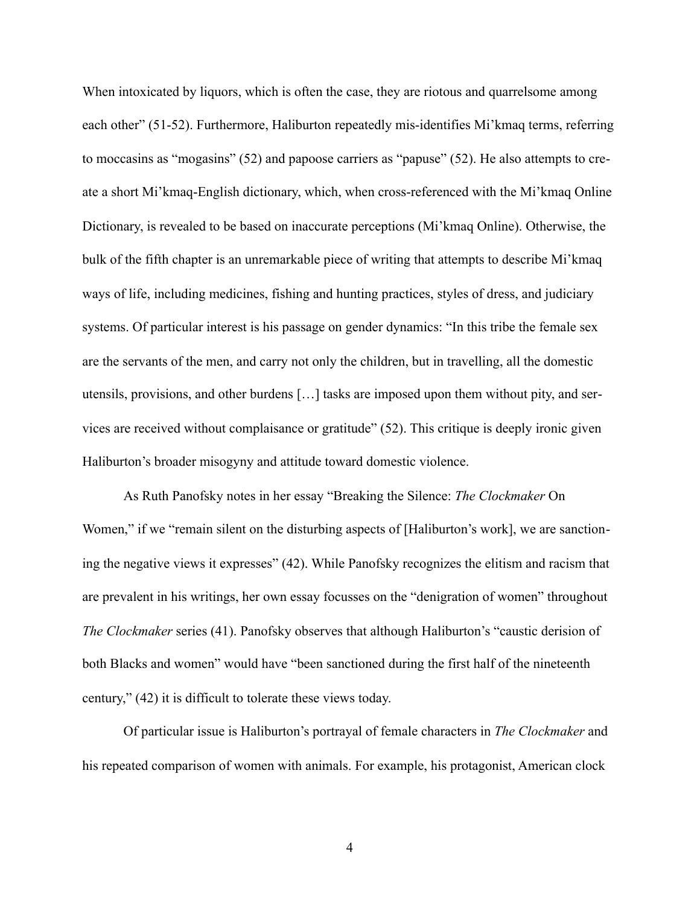When intoxicated by liquors, which is often the case, they are riotous and quarrelsome among each other" (51-52). Furthermore, Haliburton repeatedly mis-identifies Mi'kmaq terms, referring to moccasins as "mogasins" (52) and papoose carriers as "papuse" (52). He also attempts to create a short Mi'kmaq-English dictionary, which, when cross-referenced with the Mi'kmaq Online Dictionary, is revealed to be based on inaccurate perceptions (Mi'kmaq Online). Otherwise, the bulk of the fifth chapter is an unremarkable piece of writing that attempts to describe Mi'kmaq ways of life, including medicines, fishing and hunting practices, styles of dress, and judiciary systems. Of particular interest is his passage on gender dynamics: "In this tribe the female sex are the servants of the men, and carry not only the children, but in travelling, all the domestic utensils, provisions, and other burdens […] tasks are imposed upon them without pity, and services are received without complaisance or gratitude" (52). This critique is deeply ironic given Haliburton's broader misogyny and attitude toward domestic violence.

As Ruth Panofsky notes in her essay "Breaking the Silence: *The Clockmaker* On Women," if we "remain silent on the disturbing aspects of [Haliburton's work], we are sanctioning the negative views it expresses" (42). While Panofsky recognizes the elitism and racism that are prevalent in his writings, her own essay focusses on the "denigration of women" throughout *The Clockmaker* series (41). Panofsky observes that although Haliburton's "caustic derision of both Blacks and women" would have "been sanctioned during the first half of the nineteenth century," (42) it is difficult to tolerate these views today.

Of particular issue is Haliburton's portrayal of female characters in *The Clockmaker* and his repeated comparison of women with animals. For example, his protagonist, American clock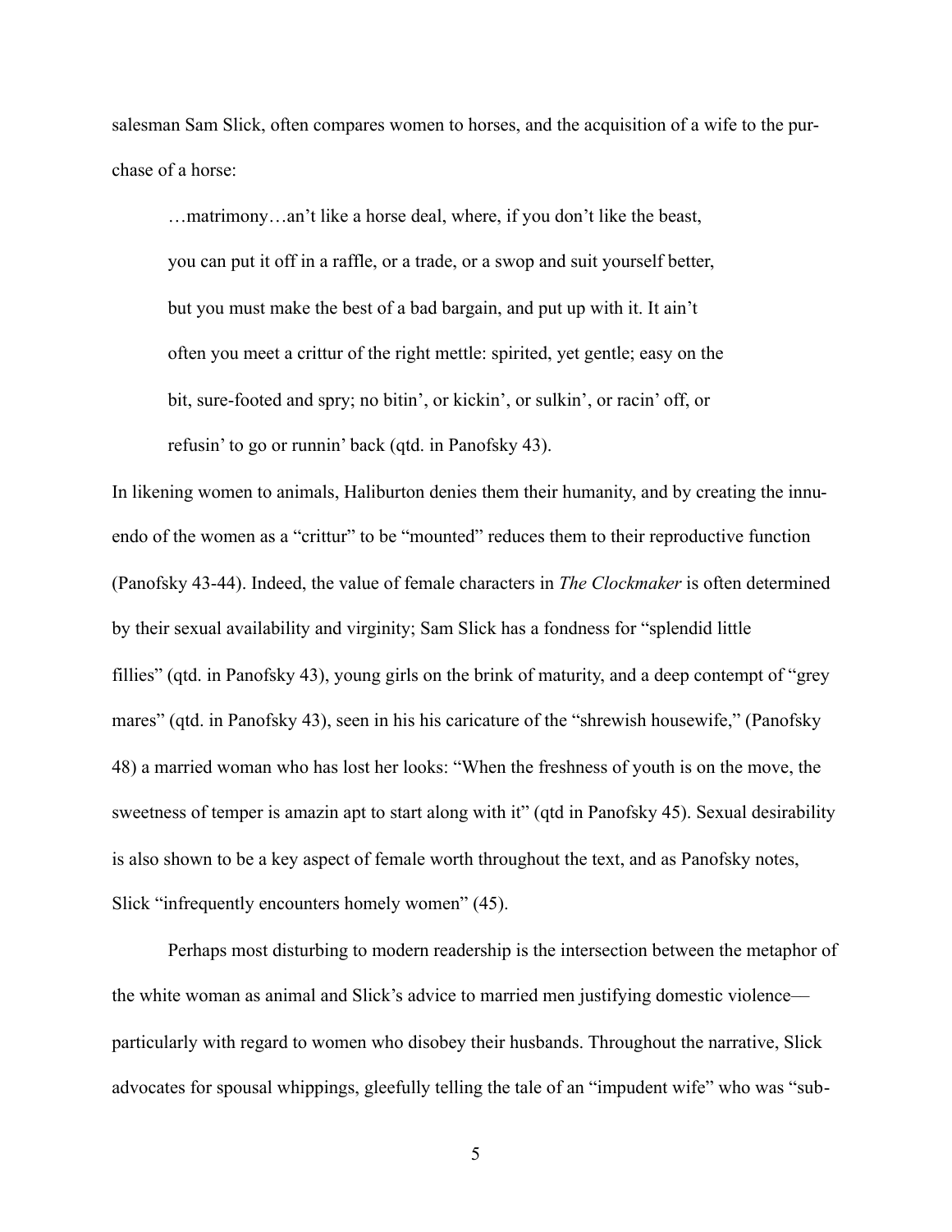salesman Sam Slick, often compares women to horses, and the acquisition of a wife to the purchase of a horse:

> …matrimony…an't like a horse deal, where, if you don't like the beast, you can put it off in a raffle, or a trade, or a swop and suit yourself better, but you must make the best of a bad bargain, and put up with it. It ain't often you meet a crittur of the right mettle: spirited, yet gentle; easy on the bit, sure-footed and spry; no bitin', or kickin', or sulkin', or racin' off, or refusin' to go or runnin' back (qtd. in Panofsky 43).

In likening women to animals, Haliburton denies them their humanity, and by creating the innuendo of the women as a "crittur" to be "mounted" reduces them to their reproductive function (Panofsky 43-44). Indeed, the value of female characters in *The Clockmaker* is often determined by their sexual availability and virginity; Sam Slick has a fondness for "splendid little fillies" (qtd. in Panofsky 43), young girls on the brink of maturity, and a deep contempt of "grey mares" (qtd. in Panofsky 43), seen in his his caricature of the "shrewish housewife," (Panofsky 48) a married woman who has lost her looks: "When the freshness of youth is on the move, the sweetness of temper is amazin apt to start along with it" (qtd in Panofsky 45). Sexual desirability is also shown to be a key aspect of female worth throughout the text, and as Panofsky notes, Slick "infrequently encounters homely women" (45).

Perhaps most disturbing to modern readership is the intersection between the metaphor of the white woman as animal and Slick's advice to married men justifying domestic violence—particularly with regard to women who disobey their husbands. Throughout the narrative, Slick advocates for spousal whippings, gleefully telling the tale of an "impudent wife" who was "sub-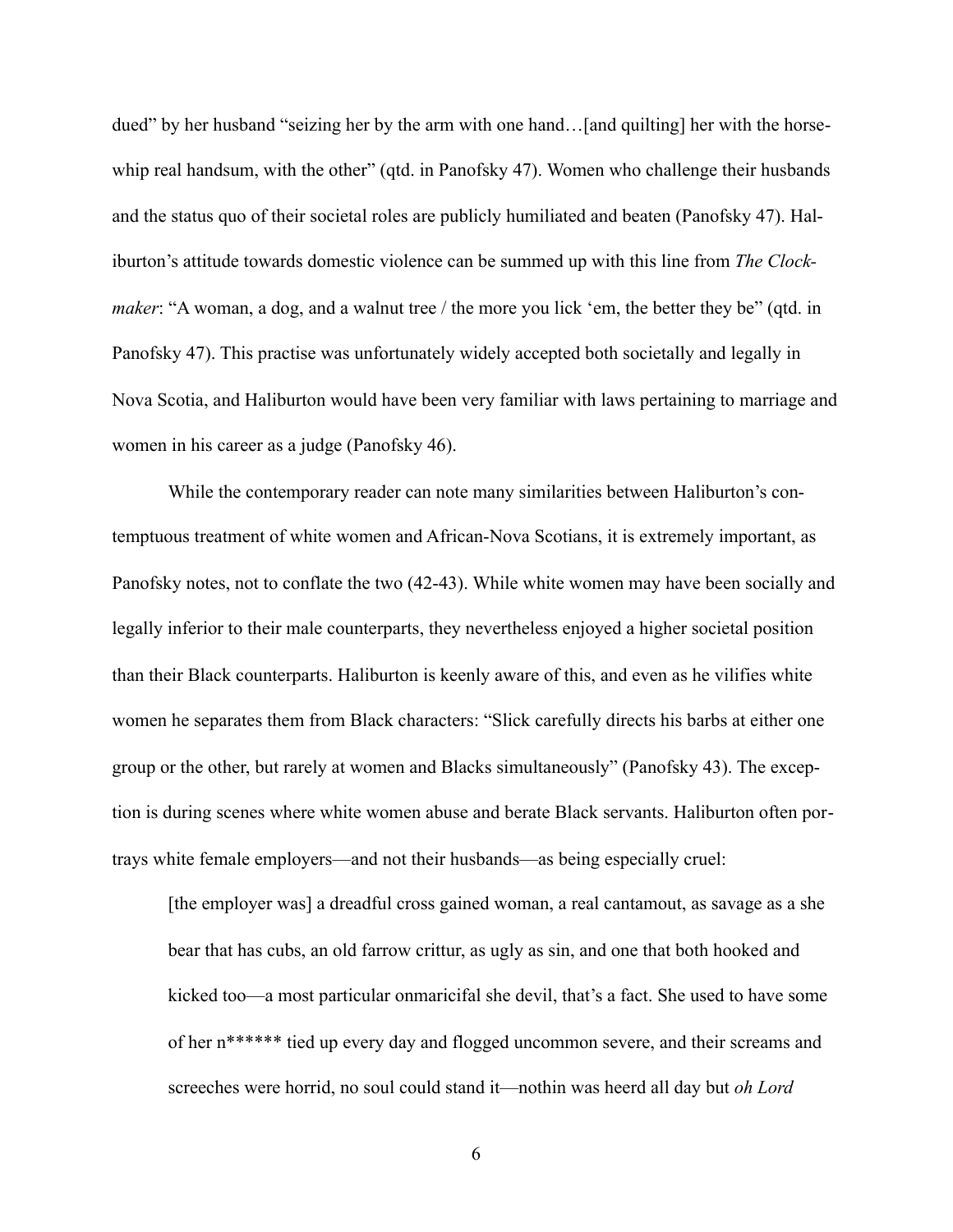dued" by her husband "seizing her by the arm with one hand…[and quilting] her with the horse-whip real handsum, with the other" (qtd. in Panofsky 47). Women who challenge their husbands and the status quo of their societal roles are publicly humiliated and beaten (Panofsky 47). Haliburton's attitude towards domestic violence can be summed up with this line from *The Clockmaker*: "A woman, a dog, and a walnut tree / the more you lick 'em, the better they be" (qtd. in Panofsky 47). This practise was unfortunately widely accepted both societally and legally in Nova Scotia, and Haliburton would have been very familiar with laws pertaining to marriage and women in his career as a judge (Panofsky 46).

While the contemporary reader can note many similarities between Haliburton's contemptuous treatment of white women and African-Nova Scotians, it is extremely important, as Panofsky notes, not to conflate the two (42-43). While white women may have been socially and legally inferior to their male counterparts, they nevertheless enjoyed a higher societal position than their Black counterparts. Haliburton is keenly aware of this, and even as he vilifies white women he separates them from Black characters: "Slick carefully directs his barbs at either one group or the other, but rarely at women and Blacks simultaneously" (Panofsky 43). The exception is during scenes where white women abuse and berate Black servants. Haliburton often portrays white female employers—and not their husbands—as being especially cruel:

> [the employer was] a dreadful cross gained woman, a real cantamout, as savage as a she bear that has cubs, an old farrow crittur, as ugly as sin, and one that both hooked and kicked too—a most particular onmaricifal she devil, that's a fact. She used to have some of her n****** tied up every day and flogged uncommon severe, and their screams and screeches were horrid, no soul could stand it—nothin was heerd all day but *oh Lord*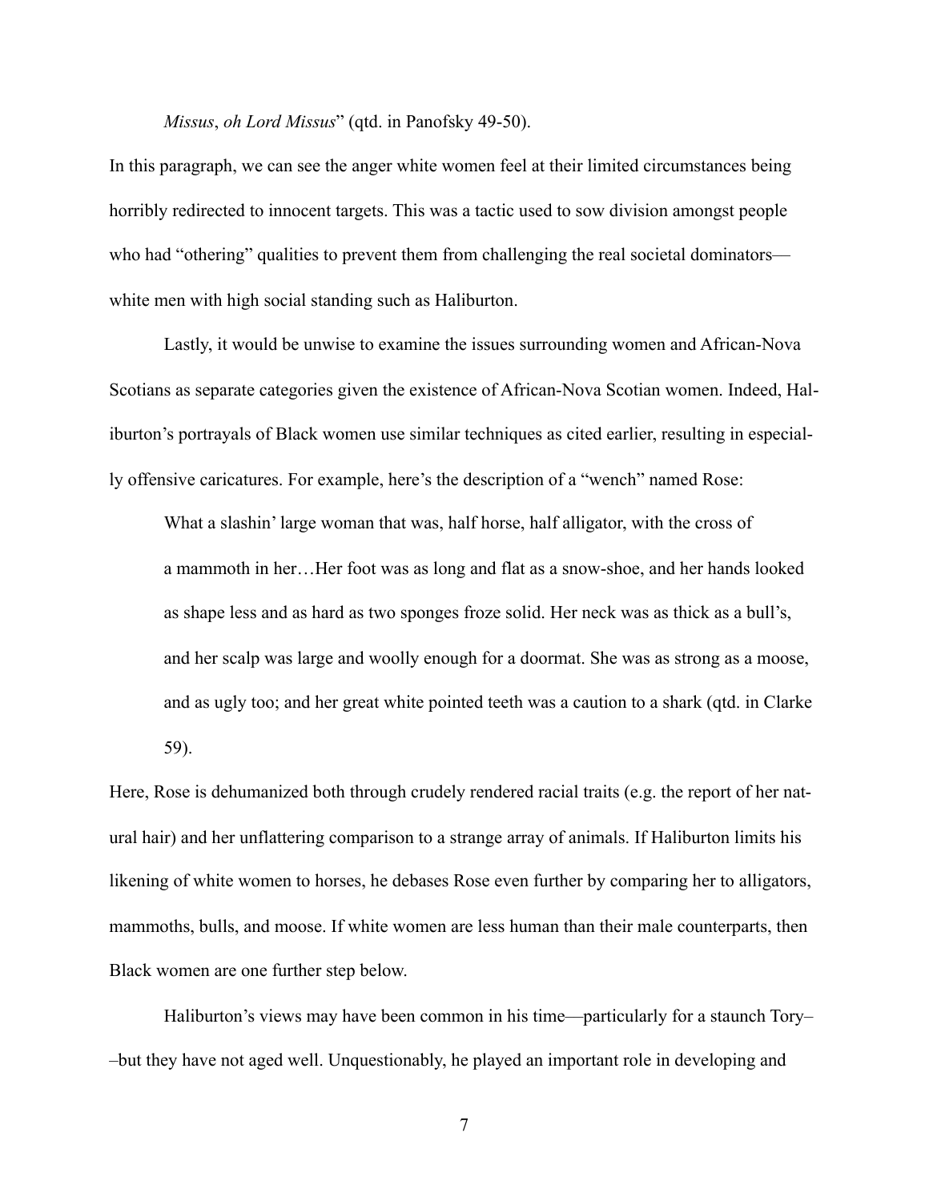*Missus*, *oh Lord Missus*" (qtd. in Panofsky 49-50).

In this paragraph, we can see the anger white women feel at their limited circumstances being horribly redirected to innocent targets. This was a tactic used to sow division amongst people who had "othering" qualities to prevent them from challenging the real societal dominators—white men with high social standing such as Haliburton.

Lastly, it would be unwise to examine the issues surrounding women and African-Nova Scotians as separate categories given the existence of African-Nova Scotian women. Indeed, Haliburton's portrayals of Black women use similar techniques as cited earlier, resulting in especially offensive caricatures. For example, here's the description of a "wench" named Rose:

> What a slashin' large woman that was, half horse, half alligator, with the cross of a mammoth in her…Her foot was as long and flat as a snow-shoe, and her hands looked as shape less and as hard as two sponges froze solid. Her neck was as thick as a bull's, and her scalp was large and woolly enough for a doormat. She was as strong as a moose, and as ugly too; and her great white pointed teeth was a caution to a shark (qtd. in Clarke 59).

Here, Rose is dehumanized both through crudely rendered racial traits (e.g. the report of her natural hair) and her unflattering comparison to a strange array of animals. If Haliburton limits his likening of white women to horses, he debases Rose even further by comparing her to alligators, mammoths, bulls, and moose. If white women are less human than their male counterparts, then Black women are one further step below.

Haliburton's views may have been common in his time—particularly for a staunch Tory––but they have not aged well. Unquestionably, he played an important role in developing and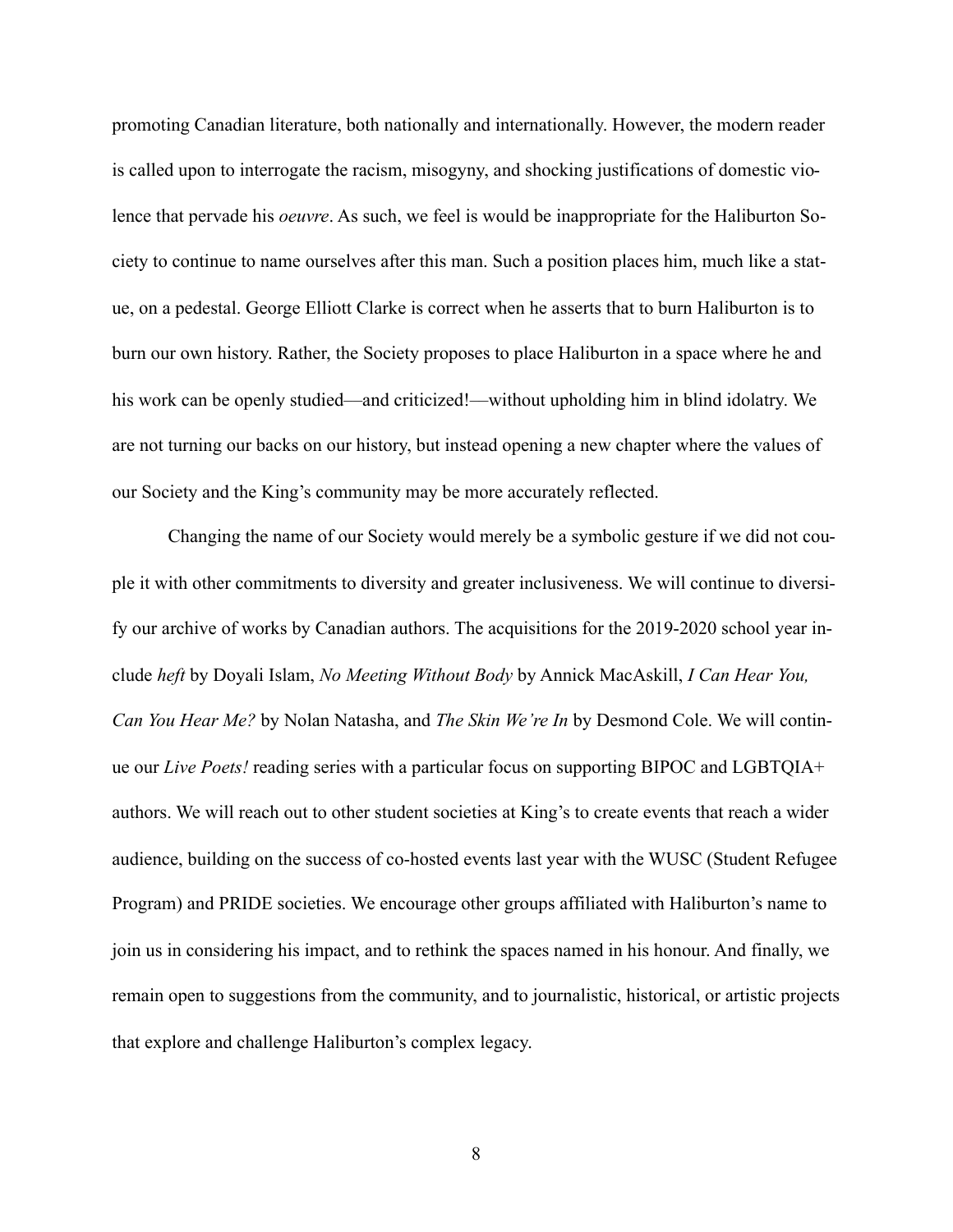promoting Canadian literature, both nationally and internationally. However, the modern reader is called upon to interrogate the racism, misogyny, and shocking justifications of domestic violence that pervade his *oeuvre*. As such, we feel is would be inappropriate for the Haliburton Society to continue to name ourselves after this man. Such a position places him, much like a statue, on a pedestal. George Elliott Clarke is correct when he asserts that to burn Haliburton is to burn our own history. Rather, the Society proposes to place Haliburton in a space where he and his work can be openly studied—and criticized!—without upholding him in blind idolatry. We are not turning our backs on our history, but instead opening a new chapter where the values of our Society and the King's community may be more accurately reflected.

Changing the name of our Society would merely be a symbolic gesture if we did not couple it with other commitments to diversity and greater inclusiveness. We will continue to diversify our archive of works by Canadian authors. The acquisitions for the 2019-2020 school year include *heft* by Doyali Islam, *No Meeting Without Body* by Annick MacAskill, *I Can Hear You, Can You Hear Me?* by Nolan Natasha, and *The Skin We're In* by Desmond Cole. We will continue our *Live Poets!* reading series with a particular focus on supporting BIPOC and LGBTQIA+ authors. We will reach out to other student societies at King's to create events that reach a wider audience, building on the success of co-hosted events last year with the WUSC (Student Refugee Program) and PRIDE societies. We encourage other groups affiliated with Haliburton's name to join us in considering his impact, and to rethink the spaces named in his honour. And finally, we remain open to suggestions from the community, and to journalistic, historical, or artistic projects that explore and challenge Haliburton's complex legacy.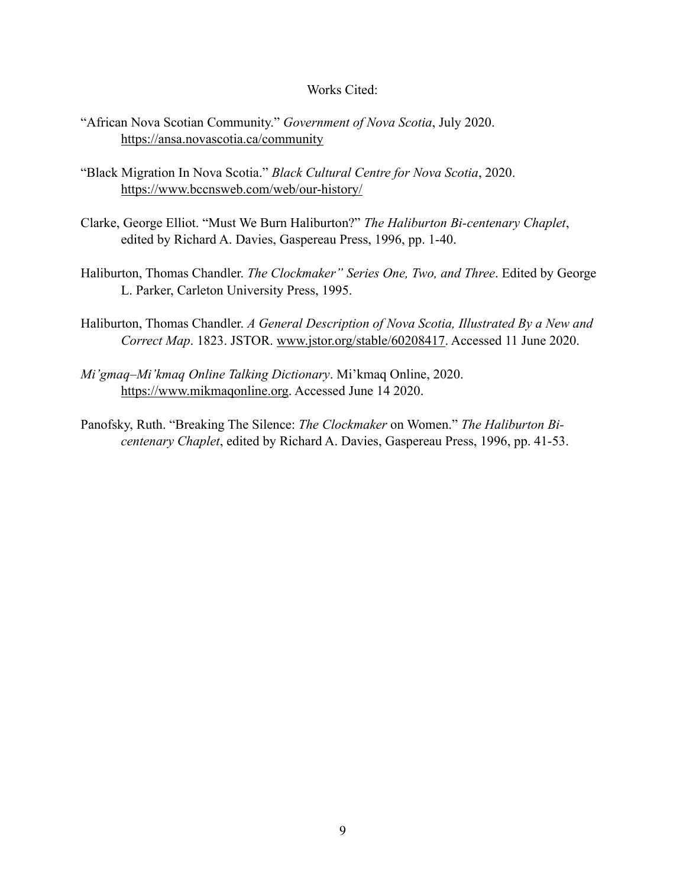Works Cited:

"African Nova Scotian Community." *Government of Nova Scotia*, July 2020. https://ansa.novascotia.ca/community

"Black Migration In Nova Scotia." *Black Cultural Centre for Nova Scotia*, 2020. https://www.bccnsweb.com/web/our-history/

Clarke, George Elliot. "Must We Burn Haliburton?" *The Haliburton Bi-centenary Chaplet*, edited by Richard A. Davies, Gaspereau Press, 1996, pp. 1-40.

Haliburton, Thomas Chandler. *The Clockmaker" Series One, Two, and Three*. Edited by George L. Parker, Carleton University Press, 1995.

Haliburton, Thomas Chandler. *A General Description of Nova Scotia, Illustrated By a New and Correct Map*. 1823. JSTOR. www.jstor.org/stable/60208417. Accessed 11 June 2020.

*Mi'gmaq–Mi'kmaq Online Talking Dictionary*. Mi'kmaq Online, 2020. https://www.mikmaqonline.org. Accessed June 14 2020.

Panofsky, Ruth. "Breaking The Silence: *The Clockmaker* on Women." *The Haliburton Bi-centenary Chaplet*, edited by Richard A. Davies, Gaspereau Press, 1996, pp. 41-53.